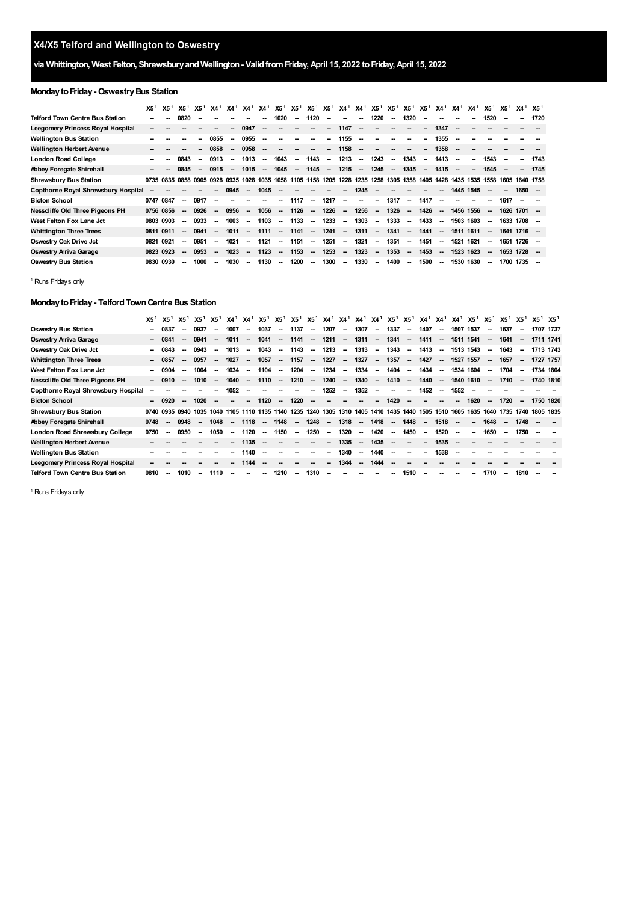## X4/X5 Telford and Wellington to Oswestry

**via Whittington, West Felton, Shrewsbury and Wellington - Valid from Friday, April 15, 2022 to Friday, April 15, 2022**

### Monday to Friday - Oswestry Bus Station

| | X5[1] | X5[1] | X5[1] | X5[1] | X4[1] | X4[1] | X4[1] | X4[1] | X5[1] | X5[1] | X5[1] | X5[1] | X4[1] | X4[1] | X5[1] | X5[1] | X5[1] | X5[1] | X4[1] | X4[1] | X4[1] | X5[1] | X5[1] | X4[1] | X5[1] |
|---|---|---|---|---|---|---|---|---|---|---|---|---|---|---|---|---|---|---|---|---|---|---|---|---|---|
| **Telford Town Centre Bus Station** | -- | -- | 0820 | -- | -- | -- | -- | -- | 1020 | -- | 1120 | -- | -- | -- | 1220 | -- | 1320 | -- | -- | -- | -- | 1520 | -- | -- | 1720 |
| **Leegomery Princess Royal Hospital** | -- | -- | -- | -- | -- | -- | 0947 | -- | -- | -- | -- | -- | 1147 | -- | -- | -- | -- | -- | 1347 | -- | -- | -- | -- | -- | -- |
| **Wellington Bus Station** | -- | -- | -- | -- | 0855 | -- | 0955 | -- | -- | -- | -- | -- | 1155 | -- | -- | -- | -- | -- | 1355 | -- | -- | -- | -- | -- | -- |
| **Wellington Herbert Avenue** | -- | -- | -- | -- | 0858 | -- | 0958 | -- | -- | -- | -- | -- | 1158 | -- | -- | -- | -- | -- | 1358 | -- | -- | -- | -- | -- | -- |
| **London Road College** | -- | -- | 0843 | -- | 0913 | -- | 1013 | -- | 1043 | -- | 1143 | -- | 1213 | -- | 1243 | -- | 1343 | -- | 1413 | -- | -- | 1543 | -- | -- | 1743 |
| **Abbey Foregate Shirehall** | -- | -- | 0845 | -- | 0915 | -- | 1015 | -- | 1045 | -- | 1145 | -- | 1215 | -- | 1245 | -- | 1345 | -- | 1415 | -- | -- | 1545 | -- | -- | 1745 |
| **Shrewsbury Bus Station** | 0735 | 0835 | 0858 | 0905 | 0928 | 0935 | 1028 | 1035 | 1058 | 1105 | 1158 | 1205 | 1228 | 1235 | 1258 | 1305 | 1358 | 1405 | 1428 | 1435 | 1535 | 1558 | 1605 | 1640 | 1758 |
| **Copthorne Royal Shrewsbury Hospital** | -- | -- | -- | -- | -- | 0945 | -- | 1045 | -- | -- | -- | -- | -- | 1245 | -- | -- | -- | -- | -- | 1445 | 1545 | -- | -- | 1650 | -- |
| **Bicton School** | 0747 | 0847 | -- | 0917 | -- | -- | -- | -- | -- | 1117 | -- | 1217 | -- | -- | -- | 1317 | -- | 1417 | -- | -- | -- | -- | 1617 | -- | -- |
| **Nesscliffe Old Three Pigeons PH** | 0756 | 0856 | -- | 0926 | -- | 0956 | -- | 1056 | -- | 1126 | -- | 1226 | -- | 1256 | -- | 1326 | -- | 1426 | -- | 1456 | 1556 | -- | 1626 | 1701 | -- |
| **West Felton Fox Lane Jct** | 0803 | 0903 | -- | 0933 | -- | 1003 | -- | 1103 | -- | 1133 | -- | 1233 | -- | 1303 | -- | 1333 | -- | 1433 | -- | 1503 | 1603 | -- | 1633 | 1708 | -- |
| **Whittington Three Trees** | 0811 | 0911 | -- | 0941 | -- | 1011 | -- | 1111 | -- | 1141 | -- | 1241 | -- | 1311 | -- | 1341 | -- | 1441 | -- | 1511 | 1611 | -- | 1641 | 1716 | -- |
| **Oswestry Oak Drive Jct** | 0821 | 0921 | -- | 0951 | -- | 1021 | -- | 1121 | -- | 1151 | -- | 1251 | -- | 1321 | -- | 1351 | -- | 1451 | -- | 1521 | 1621 | -- | 1651 | 1726 | -- |
| **Oswestry Arriva Garage** | 0823 | 0923 | -- | 0953 | -- | 1023 | -- | 1123 | -- | 1153 | -- | 1253 | -- | 1323 | -- | 1353 | -- | 1453 | -- | 1523 | 1623 | -- | 1653 | 1728 | -- |
| **Oswestry Bus Station** | 0830 | 0930 | -- | 1000 | -- | 1030 | -- | 1130 | -- | 1200 | -- | 1300 | -- | 1330 | -- | 1400 | -- | 1500 | -- | 1530 | 1630 | -- | 1700 | 1735 | -- |

[1] Runs Fridays only

### Monday to Friday - Telford Town Centre Bus Station

| | X5[1] | X5[1] | X5[1] | X5[1] | X5[1] | X4[1] | X4[1] | X5[1] | X5[1] | X5[1] | X5[1] | X4[1] | X4[1] | X4[1] | X4[1] | X5[1] | X5[1] | X4[1] | X4[1] | X4[1] | X5[1] | X5[1] | X5[1] | X5[1] | X5[1] | X5[1] |
|---|---|---|---|---|---|---|---|---|---|---|---|---|---|---|---|---|---|---|---|---|---|---|---|---|---|---|
| **Oswestry Bus Station** | -- | 0837 | -- | 0937 | -- | 1007 | -- | 1037 | -- | 1137 | -- | 1207 | -- | 1307 | -- | 1337 | -- | 1407 | -- | 1507 | 1537 | -- | 1637 | -- | 1707 | 1737 |
| **Oswestry Arriva Garage** | -- | 0841 | -- | 0941 | -- | 1011 | -- | 1041 | -- | 1141 | -- | 1211 | -- | 1311 | -- | 1341 | -- | 1411 | -- | 1511 | 1541 | -- | 1641 | -- | 1711 | 1741 |
| **Oswestry Oak Drive Jct** | -- | 0843 | -- | 0943 | -- | 1013 | -- | 1043 | -- | 1143 | -- | 1213 | -- | 1313 | -- | 1343 | -- | 1413 | -- | 1513 | 1543 | -- | 1643 | -- | 1713 | 1743 |
| **Whittington Three Trees** | -- | 0857 | -- | 0957 | -- | 1027 | -- | 1057 | -- | 1157 | -- | 1227 | -- | 1327 | -- | 1357 | -- | 1427 | -- | 1527 | 1557 | -- | 1657 | -- | 1727 | 1757 |
| **West Felton Fox Lane Jct** | -- | 0904 | -- | 1004 | -- | 1034 | -- | 1104 | -- | 1204 | -- | 1234 | -- | 1334 | -- | 1404 | -- | 1434 | -- | 1534 | 1604 | -- | 1704 | -- | 1734 | 1804 |
| **Nesscliffe Old Three Pigeons PH** | -- | 0910 | -- | 1010 | -- | 1040 | -- | 1110 | -- | 1210 | -- | 1240 | -- | 1340 | -- | 1410 | -- | 1440 | -- | 1540 | 1610 | -- | 1710 | -- | 1740 | 1810 |
| **Copthorne Royal Shrewsbury Hospital** | -- | -- | -- | -- | -- | 1052 | -- | -- | -- | -- | -- | 1252 | -- | 1352 | -- | -- | -- | 1452 | -- | 1552 | -- | -- | -- | -- | -- | -- |
| **Bicton School** | -- | 0920 | -- | 1020 | -- | -- | -- | 1120 | -- | 1220 | -- | -- | -- | -- | -- | 1420 | -- | -- | -- | -- | 1620 | -- | 1720 | -- | 1750 | 1820 |
| **Shrewsbury Bus Station** | 0740 | 0935 | 0940 | 1035 | 1040 | 1105 | 1110 | 1135 | 1140 | 1235 | 1240 | 1305 | 1310 | 1405 | 1410 | 1435 | 1440 | 1505 | 1510 | 1605 | 1635 | 1640 | 1735 | 1740 | 1805 | 1835 |
| **Abbey Foregate Shirehall** | 0748 | -- | 0948 | -- | 1048 | -- | 1118 | -- | 1148 | -- | 1248 | -- | 1318 | -- | 1418 | -- | 1448 | -- | 1518 | -- | -- | 1648 | -- | 1748 | -- | -- |
| **London Road Shrewsbury College** | 0750 | -- | 0950 | -- | 1050 | -- | 1120 | -- | 1150 | -- | 1250 | -- | 1320 | -- | 1420 | -- | 1450 | -- | 1520 | -- | -- | 1650 | -- | 1750 | -- | -- |
| **Wellington Herbert Avenue** | -- | -- | -- | -- | -- | -- | 1135 | -- | -- | -- | -- | -- | 1335 | -- | 1435 | -- | -- | -- | 1535 | -- | -- | -- | -- | -- | -- | -- |
| **Wellington Bus Station** | -- | -- | -- | -- | -- | -- | 1140 | -- | -- | -- | -- | -- | 1340 | -- | 1440 | -- | -- | -- | 1538 | -- | -- | -- | -- | -- | -- | -- |
| **Leegomery Princess Royal Hospital** | -- | -- | -- | -- | -- | -- | 1144 | -- | -- | -- | -- | -- | 1344 | -- | 1444 | -- | -- | -- | -- | -- | -- | -- | -- | -- | -- | -- |
| **Telford Town Centre Bus Station** | 0810 | -- | 1010 | -- | 1110 | -- | -- | -- | 1210 | -- | 1310 | -- | -- | -- | -- | -- | 1510 | -- | -- | -- | -- | 1710 | -- | 1810 | -- | -- |

[1] Runs Fridays only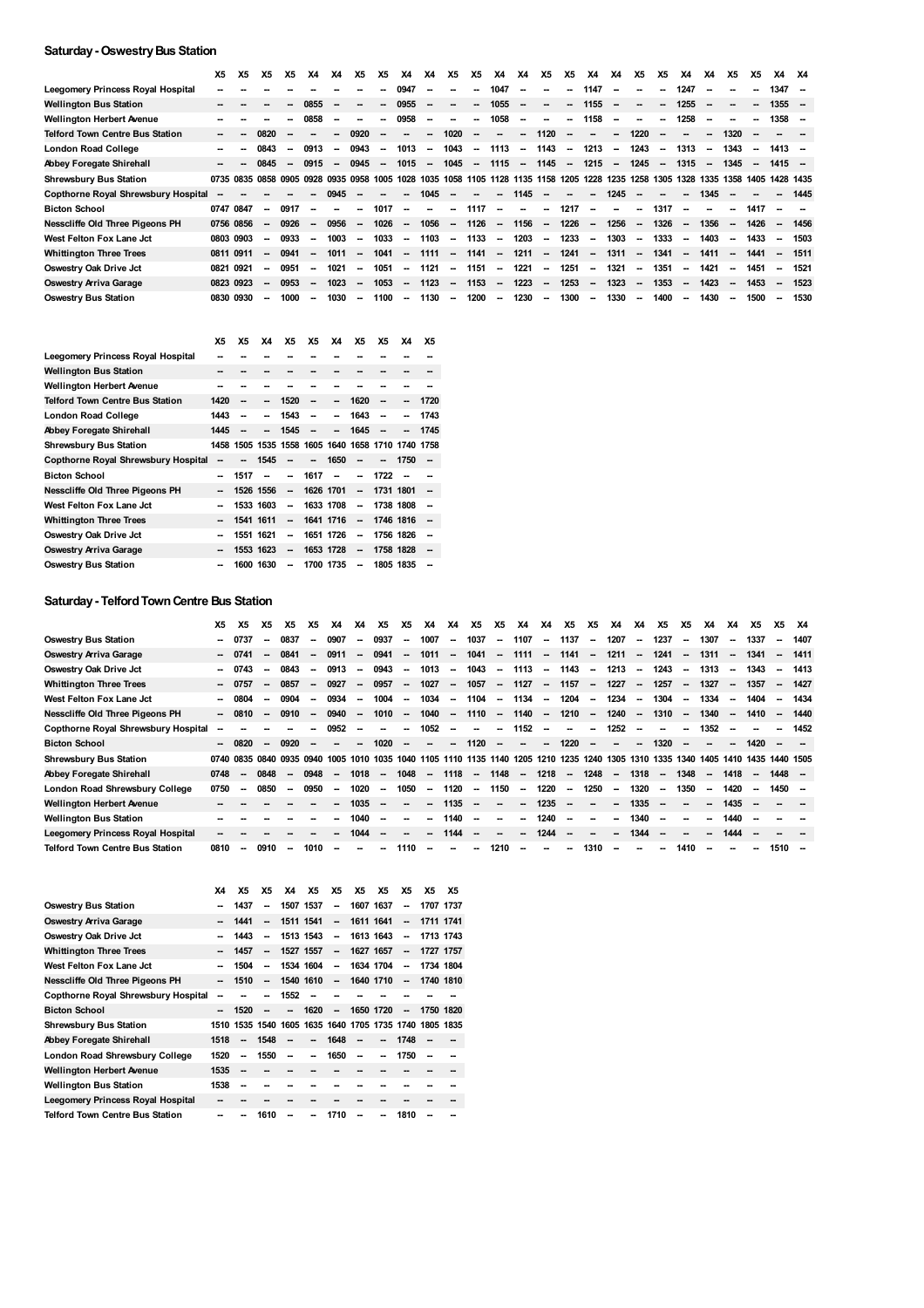## Saturday - Oswestry Bus Station

| | X5 | X5 | X5 | X5 | X4 | X4 | X5 | X5 | X4 | X4 | X5 | X5 | X4 | X4 | X5 | X5 | X4 | X4 | X5 | X5 | X4 | X4 | X5 | X5 | X4 | X4 |
|---|---|---|---|---|---|---|---|---|---|---|---|---|---|---|---|---|---|---|---|---|---|---|---|---|---|---|
| Leegomery Princess Royal Hospital | -- | -- | -- | -- | -- | -- | -- | -- | 0947 | -- | -- | -- | 1047 | -- | -- | -- | 1147 | -- | -- | -- | 1247 | -- | -- | -- | 1347 | -- |
| Wellington Bus Station | -- | -- | -- | -- | 0855 | -- | -- | -- | 0955 | -- | -- | -- | 1055 | -- | -- | -- | 1155 | -- | -- | -- | 1255 | -- | -- | -- | 1355 | -- |
| Wellington Herbert Avenue | -- | -- | -- | -- | 0858 | -- | -- | -- | 0958 | -- | -- | -- | 1058 | -- | -- | -- | 1158 | -- | -- | -- | 1258 | -- | -- | -- | 1358 | -- |
| Telford Town Centre Bus Station | -- | -- | 0820 | -- | -- | -- | 0920 | -- | -- | -- | 1020 | -- | -- | -- | 1120 | -- | -- | -- | 1220 | -- | -- | -- | 1320 | -- | -- | -- |
| London Road College | -- | -- | 0843 | -- | 0913 | -- | 0943 | -- | 1013 | -- | 1043 | -- | 1113 | -- | 1143 | -- | 1213 | -- | 1243 | -- | 1313 | -- | 1343 | -- | 1413 | -- |
| Abbey Foregate Shirehall | -- | -- | 0845 | -- | 0915 | -- | 0945 | -- | 1015 | -- | 1045 | -- | 1115 | -- | 1145 | -- | 1215 | -- | 1245 | -- | 1315 | -- | 1345 | -- | 1415 | -- |
| Shrewsbury Bus Station | 0735 | 0835 | 0858 | 0905 | 0928 | 0935 | 0958 | 1005 | 1028 | 1035 | 1058 | 1105 | 1128 | 1135 | 1158 | 1205 | 1228 | 1235 | 1258 | 1305 | 1328 | 1335 | 1358 | 1405 | 1428 | 1435 |
| Copthorne Royal Shrewsbury Hospital | -- | -- | -- | -- | -- | 0945 | -- | -- | -- | 1045 | -- | -- | -- | 1145 | -- | -- | -- | 1245 | -- | -- | -- | 1345 | -- | -- | -- | 1445 |
| Bicton School | 0747 | 0847 | -- | 0917 | -- | -- | -- | 1017 | -- | -- | -- | 1117 | -- | -- | -- | 1217 | -- | -- | -- | 1317 | -- | -- | -- | 1417 | -- | -- |
| Nesscliffe Old Three Pigeons PH | 0756 | 0856 | -- | 0926 | -- | 0956 | -- | 1026 | -- | 1056 | -- | 1126 | -- | 1156 | -- | 1226 | -- | 1256 | -- | 1326 | -- | 1356 | -- | 1426 | -- | 1456 |
| West Felton Fox Lane Jct | 0803 | 0903 | -- | 0933 | -- | 1003 | -- | 1033 | -- | 1103 | -- | 1133 | -- | 1203 | -- | 1233 | -- | 1303 | -- | 1333 | -- | 1403 | -- | 1433 | -- | 1503 |
| Whittington Three Trees | 0811 | 0911 | -- | 0941 | -- | 1011 | -- | 1041 | -- | 1111 | -- | 1141 | -- | 1211 | -- | 1241 | -- | 1311 | -- | 1341 | -- | 1411 | -- | 1441 | -- | 1511 |
| Oswestry Oak Drive Jct | 0821 | 0921 | -- | 0951 | -- | 1021 | -- | 1051 | -- | 1121 | -- | 1151 | -- | 1221 | -- | 1251 | -- | 1321 | -- | 1351 | -- | 1421 | -- | 1451 | -- | 1521 |
| Oswestry Arriva Garage | 0823 | 0923 | -- | 0953 | -- | 1023 | -- | 1053 | -- | 1123 | -- | 1153 | -- | 1223 | -- | 1253 | -- | 1323 | -- | 1353 | -- | 1423 | -- | 1453 | -- | 1523 |
| Oswestry Bus Station | 0830 | 0930 | -- | 1000 | -- | 1030 | -- | 1100 | -- | 1130 | -- | 1200 | -- | 1230 | -- | 1300 | -- | 1330 | -- | 1400 | -- | 1430 | -- | 1500 | -- | 1530 |

| | X5 | X5 | X4 | X5 | X5 | X4 | X5 | X5 | X4 | X5 |
|---|---|---|---|---|---|---|---|---|---|---|
| Leegomery Princess Royal Hospital | -- | -- | -- | -- | -- | -- | -- | -- | -- | -- |
| Wellington Bus Station | -- | -- | -- | -- | -- | -- | -- | -- | -- | -- |
| Wellington Herbert Avenue | -- | -- | -- | -- | -- | -- | -- | -- | -- | -- |
| Telford Town Centre Bus Station | 1420 | -- | -- | 1520 | -- | -- | 1620 | -- | -- | 1720 |
| London Road College | 1443 | -- | -- | 1543 | -- | -- | 1643 | -- | -- | 1743 |
| Abbey Foregate Shirehall | 1445 | -- | -- | 1545 | -- | -- | 1645 | -- | -- | 1745 |
| Shrewsbury Bus Station | 1458 | 1505 | 1535 | 1558 | 1605 | 1640 | 1658 | 1710 | 1740 | 1758 |
| Copthorne Royal Shrewsbury Hospital | -- | -- | 1545 | -- | -- | 1650 | -- | -- | 1750 | -- |
| Bicton School | -- | 1517 | -- | -- | 1617 | -- | -- | 1722 | -- | -- |
| Nesscliffe Old Three Pigeons PH | -- | 1526 | 1556 | -- | 1626 | 1701 | -- | 1731 | 1801 | -- |
| West Felton Fox Lane Jct | -- | 1533 | 1603 | -- | 1633 | 1708 | -- | 1738 | 1808 | -- |
| Whittington Three Trees | -- | 1541 | 1611 | -- | 1641 | 1716 | -- | 1746 | 1816 | -- |
| Oswestry Oak Drive Jct | -- | 1551 | 1621 | -- | 1651 | 1726 | -- | 1756 | 1826 | -- |
| Oswestry Arriva Garage | -- | 1553 | 1623 | -- | 1653 | 1728 | -- | 1758 | 1828 | -- |
| Oswestry Bus Station | -- | 1600 | 1630 | -- | 1700 | 1735 | -- | 1805 | 1835 | -- |

## Saturday - Telford Town Centre Bus Station

| | X5 | X5 | X5 | X5 | X5 | X4 | X4 | X5 | X5 | X4 | X4 | X5 | X5 | X4 | X4 | X5 | X5 | X4 | X4 | X5 | X5 | X4 | X4 | X5 | X5 | X4 |
|---|---|---|---|---|---|---|---|---|---|---|---|---|---|---|---|---|---|---|---|---|---|---|---|---|---|---|
| Oswestry Bus Station | -- | 0737 | -- | 0837 | -- | 0907 | -- | 0937 | -- | 1007 | -- | 1037 | -- | 1107 | -- | 1137 | -- | 1207 | -- | 1237 | -- | 1307 | -- | 1337 | -- | 1407 |
| Oswestry Arriva Garage | -- | 0741 | -- | 0841 | -- | 0911 | -- | 0941 | -- | 1011 | -- | 1041 | -- | 1111 | -- | 1141 | -- | 1211 | -- | 1241 | -- | 1311 | -- | 1341 | -- | 1411 |
| Oswestry Oak Drive Jct | -- | 0743 | -- | 0843 | -- | 0913 | -- | 0943 | -- | 1013 | -- | 1043 | -- | 1113 | -- | 1143 | -- | 1213 | -- | 1243 | -- | 1313 | -- | 1343 | -- | 1413 |
| Whittington Three Trees | -- | 0757 | -- | 0857 | -- | 0927 | -- | 0957 | -- | 1027 | -- | 1057 | -- | 1127 | -- | 1157 | -- | 1227 | -- | 1257 | -- | 1327 | -- | 1357 | -- | 1427 |
| West Felton Fox Lane Jct | -- | 0804 | -- | 0904 | -- | 0934 | -- | 1004 | -- | 1034 | -- | 1104 | -- | 1134 | -- | 1204 | -- | 1234 | -- | 1304 | -- | 1334 | -- | 1404 | -- | 1434 |
| Nesscliffe Old Three Pigeons PH | -- | 0810 | -- | 0910 | -- | 0940 | -- | 1010 | -- | 1040 | -- | 1110 | -- | 1140 | -- | 1210 | -- | 1240 | -- | 1310 | -- | 1340 | -- | 1410 | -- | 1440 |
| Copthorne Royal Shrewsbury Hospital | -- | -- | -- | -- | -- | 0952 | -- | -- | -- | 1052 | -- | -- | -- | 1152 | -- | -- | -- | 1252 | -- | -- | -- | 1352 | -- | -- | -- | 1452 |
| Bicton School | -- | 0820 | -- | 0920 | -- | -- | -- | 1020 | -- | -- | -- | 1120 | -- | -- | -- | 1220 | -- | -- | -- | 1320 | -- | -- | -- | 1420 | -- | -- |
| Shrewsbury Bus Station | 0740 | 0835 | 0840 | 0935 | 0940 | 1005 | 1010 | 1035 | 1040 | 1105 | 1110 | 1135 | 1140 | 1205 | 1210 | 1235 | 1240 | 1305 | 1310 | 1335 | 1340 | 1405 | 1410 | 1435 | 1440 | 1505 |
| Abbey Foregate Shirehall | 0748 | -- | 0848 | -- | 0948 | -- | 1018 | -- | 1048 | -- | 1118 | -- | 1148 | -- | 1218 | -- | 1248 | -- | 1318 | -- | 1348 | -- | 1418 | -- | 1448 | -- |
| London Road Shrewsbury College | 0750 | -- | 0850 | -- | 0950 | -- | 1020 | -- | 1050 | -- | 1120 | -- | 1150 | -- | 1220 | -- | 1250 | -- | 1320 | -- | 1350 | -- | 1420 | -- | 1450 | -- |
| Wellington Herbert Avenue | -- | -- | -- | -- | -- | -- | 1035 | -- | -- | -- | 1135 | -- | -- | -- | 1235 | -- | -- | -- | 1335 | -- | -- | -- | 1435 | -- | -- | -- |
| Wellington Bus Station | -- | -- | -- | -- | -- | -- | 1040 | -- | -- | -- | 1140 | -- | -- | -- | 1240 | -- | -- | -- | 1340 | -- | -- | -- | 1440 | -- | -- | -- |
| Leegomery Princess Royal Hospital | -- | -- | -- | -- | -- | -- | 1044 | -- | -- | -- | 1144 | -- | -- | -- | 1244 | -- | -- | -- | 1344 | -- | -- | -- | 1444 | -- | -- | -- |
| Telford Town Centre Bus Station | 0810 | -- | 0910 | -- | 1010 | -- | -- | -- | 1110 | -- | -- | -- | 1210 | -- | -- | -- | 1310 | -- | -- | -- | 1410 | -- | -- | -- | 1510 | -- |

| | X4 | X5 | X5 | X4 | X5 | X5 | X5 | X5 | X5 | X5 | X5 |
|---|---|---|---|---|---|---|---|---|---|---|---|
| Oswestry Bus Station | -- | 1437 | -- | 1507 | 1537 | -- | 1607 | 1637 | -- | 1707 | 1737 |
| Oswestry Arriva Garage | -- | 1441 | -- | 1511 | 1541 | -- | 1611 | 1641 | -- | 1711 | 1741 |
| Oswestry Oak Drive Jct | -- | 1443 | -- | 1513 | 1543 | -- | 1613 | 1643 | -- | 1713 | 1743 |
| Whittington Three Trees | -- | 1457 | -- | 1527 | 1557 | -- | 1627 | 1657 | -- | 1727 | 1757 |
| West Felton Fox Lane Jct | -- | 1504 | -- | 1534 | 1604 | -- | 1634 | 1704 | -- | 1734 | 1804 |
| Nesscliffe Old Three Pigeons PH | -- | 1510 | -- | 1540 | 1610 | -- | 1640 | 1710 | -- | 1740 | 1810 |
| Copthorne Royal Shrewsbury Hospital | -- | -- | -- | 1552 | -- | -- | -- | -- | -- | -- | -- |
| Bicton School | -- | 1520 | -- | -- | 1620 | -- | 1650 | 1720 | -- | 1750 | 1820 |
| Shrewsbury Bus Station | 1510 | 1535 | 1540 | 1605 | 1635 | 1640 | 1705 | 1735 | 1740 | 1805 | 1835 |
| Abbey Foregate Shirehall | 1518 | -- | 1548 | -- | -- | 1648 | -- | -- | 1748 | -- | -- |
| London Road Shrewsbury College | 1520 | -- | 1550 | -- | -- | 1650 | -- | -- | 1750 | -- | -- |
| Wellington Herbert Avenue | 1535 | -- | -- | -- | -- | -- | -- | -- | -- | -- | -- |
| Wellington Bus Station | 1538 | -- | -- | -- | -- | -- | -- | -- | -- | -- | -- |
| Leegomery Princess Royal Hospital | -- | -- | -- | -- | -- | -- | -- | -- | -- | -- | -- |
| Telford Town Centre Bus Station | -- | -- | 1610 | -- | -- | 1710 | -- | -- | 1810 | -- | -- |